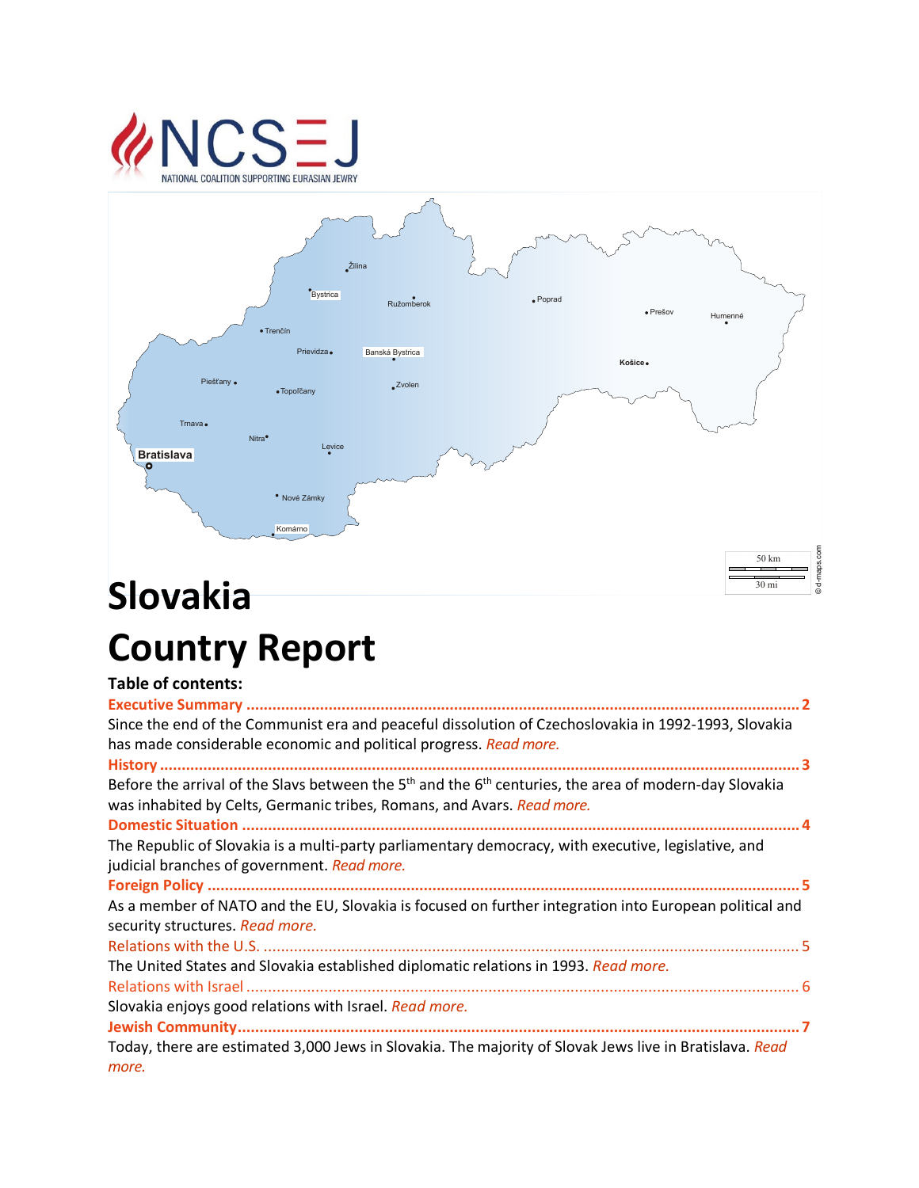NCSEJ
NATIONAL COALITION SUPPORTING EURASIAN JEWRY

# Slovakia

# Country Report

**Table of contents:**

**Executive Summary ............................................................................................................ 2**

Since the end of the Communist era and peaceful dissolution of Czechoslovakia in 1992-1993, Slovakia has made considerable economic and political progress. *Read more.*

**History ............................................................................................................................... 3**

Before the arrival of the Slavs between the 5th and the 6th centuries, the area of modern-day Slovakia was inhabited by Celts, Germanic tribes, Romans, and Avars. *Read more.*

**Domestic Situation ............................................................................................................. 4**

The Republic of Slovakia is a multi-party parliamentary democracy, with executive, legislative, and judicial branches of government. *Read more.*

**Foreign Policy ..................................................................................................................... 5**

As a member of NATO and the EU, Slovakia is focused on further integration into European political and security structures. *Read more.*

Relations with the U.S. ........................................................................................................ 5

The United States and Slovakia established diplomatic relations in 1993. *Read more.*

Relations with Israel ............................................................................................................ 6

Slovakia enjoys good relations with Israel. *Read more.*

**Jewish Community ............................................................................................................. 7**

Today, there are estimated 3,000 Jews in Slovakia. The majority of Slovak Jews live in Bratislava. *Read more.*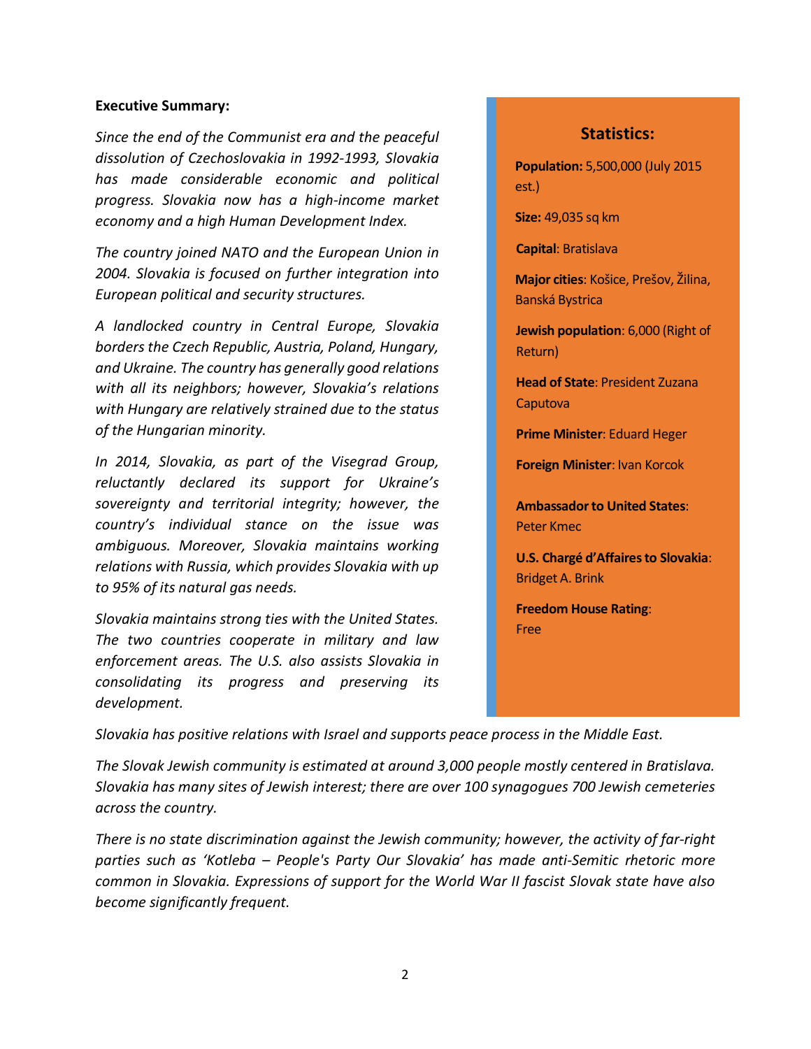**Executive Summary:**

*Since the end of the Communist era and the peaceful dissolution of Czechoslovakia in 1992-1993, Slovakia has made considerable economic and political progress. Slovakia now has a high-income market economy and a high Human Development Index.*

*The country joined NATO and the European Union in 2004. Slovakia is focused on further integration into European political and security structures.*

*A landlocked country in Central Europe, Slovakia borders the Czech Republic, Austria, Poland, Hungary, and Ukraine. The country has generally good relations with all its neighbors; however, Slovakia's relations with Hungary are relatively strained due to the status of the Hungarian minority.*

*In 2014, Slovakia, as part of the Visegrad Group, reluctantly declared its support for Ukraine's sovereignty and territorial integrity; however, the country's individual stance on the issue was ambiguous. Moreover, Slovakia maintains working relations with Russia, which provides Slovakia with up to 95% of its natural gas needs.*

*Slovakia maintains strong ties with the United States. The two countries cooperate in military and law enforcement areas. The U.S. also assists Slovakia in consolidating its progress and preserving its development.*

*Slovakia has positive relations with Israel and supports peace process in the Middle East.*

*The Slovak Jewish community is estimated at around 3,000 people mostly centered in Bratislava. Slovakia has many sites of Jewish interest; there are over 100 synagogues 700 Jewish cemeteries across the country.*

*There is no state discrimination against the Jewish community; however, the activity of far-right parties such as 'Kotleba – People's Party Our Slovakia' has made anti-Semitic rhetoric more common in Slovakia. Expressions of support for the World War II fascist Slovak state have also become significantly frequent.*

## Statistics:

**Population:** 5,500,000 (July 2015 est.)

**Size:** 49,035 sq km

**Capital**: Bratislava

**Major cities**: Košice, Prešov, Žilina, Banská Bystrica

**Jewish population**: 6,000 (Right of Return)

**Head of State**: President Zuzana Caputova

**Prime Minister**: Eduard Heger

**Foreign Minister**: Ivan Korcok

**Ambassador to United States**: Peter Kmec

**U.S. Chargé d'Affaires to Slovakia**: Bridget A. Brink

**Freedom House Rating**: Free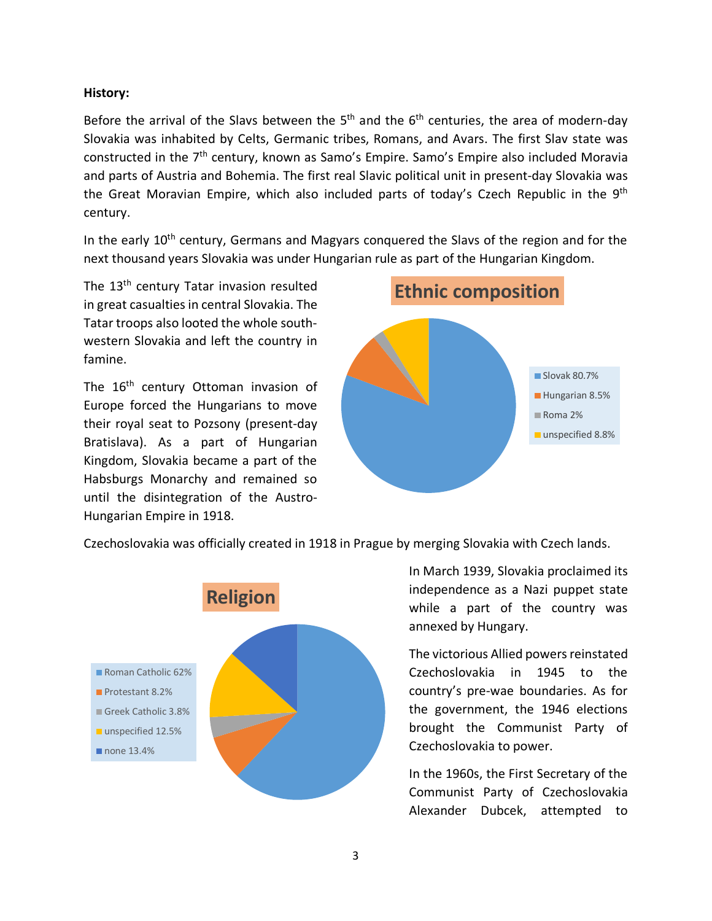**History:**

Before the arrival of the Slavs between the 5th and the 6th centuries, the area of modern-day Slovakia was inhabited by Celts, Germanic tribes, Romans, and Avars. The first Slav state was constructed in the 7th century, known as Samo's Empire. Samo's Empire also included Moravia and parts of Austria and Bohemia. The first real Slavic political unit in present-day Slovakia was the Great Moravian Empire, which also included parts of today's Czech Republic in the 9th century.

In the early 10th century, Germans and Magyars conquered the Slavs of the region and for the next thousand years Slovakia was under Hungarian rule as part of the Hungarian Kingdom.

The 13th century Tatar invasion resulted in great casualties in central Slovakia. The Tatar troops also looted the whole south-western Slovakia and left the country in famine.

The 16th century Ottoman invasion of Europe forced the Hungarians to move their royal seat to Pozsony (present-day Bratislava). As a part of Hungarian Kingdom, Slovakia became a part of the Habsburgs Monarchy and remained so until the disintegration of the Austro-Hungarian Empire in 1918.

**Ethnic composition**

- Slovak 80.7%
- Hungarian 8.5%
- Roma 2%
- unspecified 8.8%

Czechoslovakia was officially created in 1918 in Prague by merging Slovakia with Czech lands.

**Religion**

- Roman Catholic 62%
- Protestant 8.2%
- Greek Catholic 3.8%
- unspecified 12.5%
- none 13.4%

In March 1939, Slovakia proclaimed its independence as a Nazi puppet state while a part of the country was annexed by Hungary.

The victorious Allied powers reinstated Czechoslovakia in 1945 to the country's pre-wae boundaries. As for the government, the 1946 elections brought the Communist Party of Czechoslovakia to power.

In the 1960s, the First Secretary of the Communist Party of Czechoslovakia Alexander Dubcek, attempted to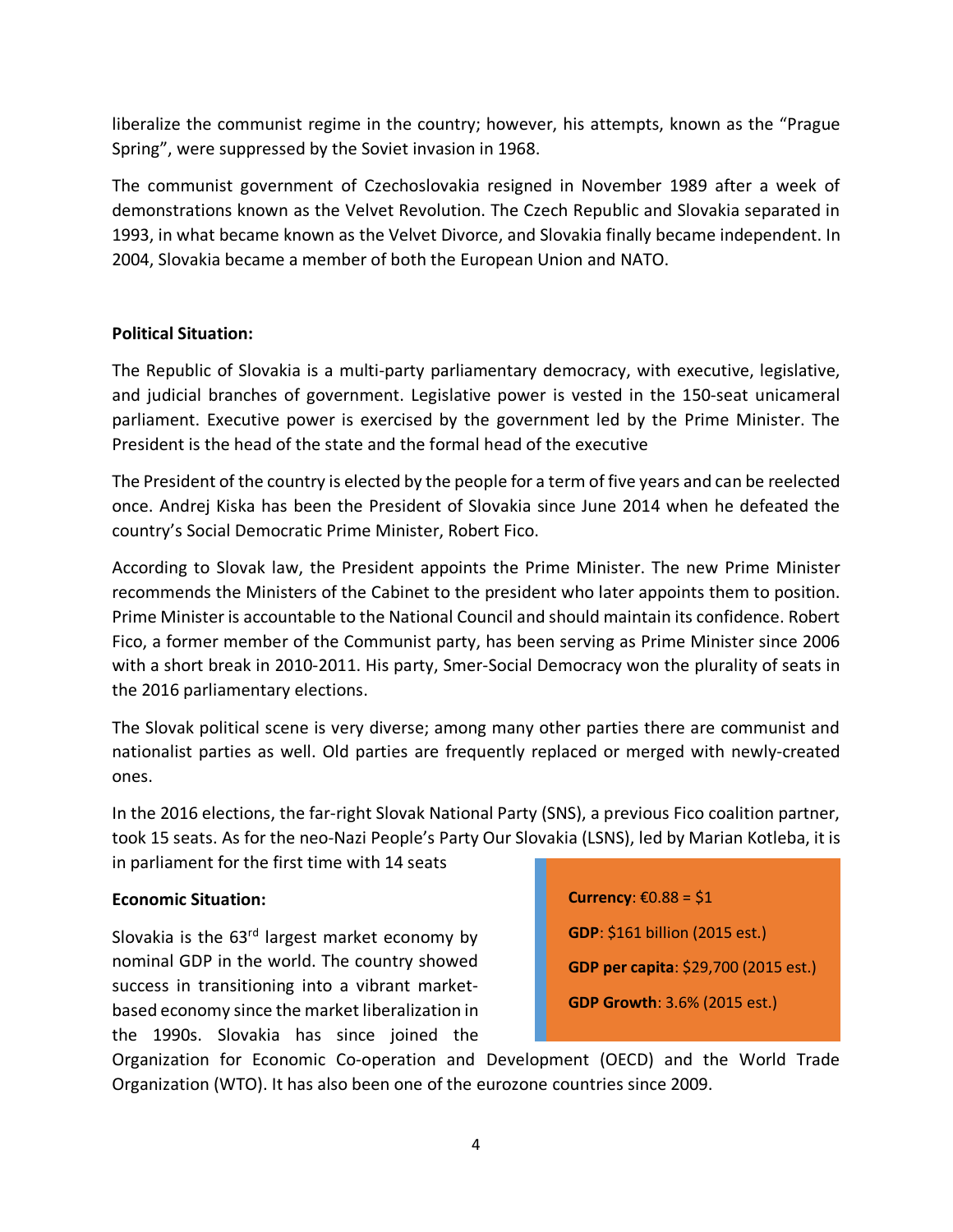liberalize the communist regime in the country; however, his attempts, known as the "Prague Spring", were suppressed by the Soviet invasion in 1968.

The communist government of Czechoslovakia resigned in November 1989 after a week of demonstrations known as the Velvet Revolution. The Czech Republic and Slovakia separated in 1993, in what became known as the Velvet Divorce, and Slovakia finally became independent. In 2004, Slovakia became a member of both the European Union and NATO.

**Political Situation:**

The Republic of Slovakia is a multi-party parliamentary democracy, with executive, legislative, and judicial branches of government. Legislative power is vested in the 150-seat unicameral parliament. Executive power is exercised by the government led by the Prime Minister. The President is the head of the state and the formal head of the executive

The President of the country is elected by the people for a term of five years and can be reelected once. Andrej Kiska has been the President of Slovakia since June 2014 when he defeated the country's Social Democratic Prime Minister, Robert Fico.

According to Slovak law, the President appoints the Prime Minister. The new Prime Minister recommends the Ministers of the Cabinet to the president who later appoints them to position. Prime Minister is accountable to the National Council and should maintain its confidence. Robert Fico, a former member of the Communist party, has been serving as Prime Minister since 2006 with a short break in 2010-2011. His party, Smer-Social Democracy won the plurality of seats in the 2016 parliamentary elections.

The Slovak political scene is very diverse; among many other parties there are communist and nationalist parties as well. Old parties are frequently replaced or merged with newly-created ones.

In the 2016 elections, the far-right Slovak National Party (SNS), a previous Fico coalition partner, took 15 seats. As for the neo-Nazi People's Party Our Slovakia (LSNS), led by Marian Kotleba, it is in parliament for the first time with 14 seats

**Economic Situation:**

**Currency**: €0.88 = $1

**GDP**: $161 billion (2015 est.)

**GDP per capita**: $29,700 (2015 est.)

**GDP Growth**: 3.6% (2015 est.)

Slovakia is the 63rd largest market economy by nominal GDP in the world. The country showed success in transitioning into a vibrant market-based economy since the market liberalization in the 1990s. Slovakia has since joined the Organization for Economic Co-operation and Development (OECD) and the World Trade Organization (WTO). It has also been one of the eurozone countries since 2009.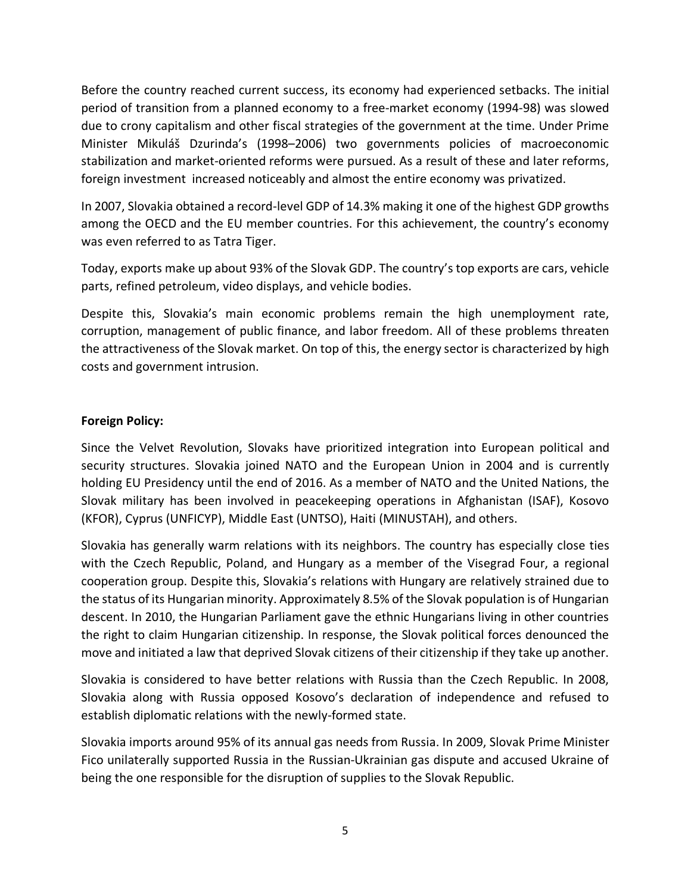Before the country reached current success, its economy had experienced setbacks. The initial period of transition from a planned economy to a free-market economy (1994-98) was slowed due to crony capitalism and other fiscal strategies of the government at the time. Under Prime Minister Mikuláš Dzurinda's (1998–2006) two governments policies of macroeconomic stabilization and market-oriented reforms were pursued. As a result of these and later reforms, foreign investment increased noticeably and almost the entire economy was privatized.

In 2007, Slovakia obtained a record-level GDP of 14.3% making it one of the highest GDP growths among the OECD and the EU member countries. For this achievement, the country's economy was even referred to as Tatra Tiger.

Today, exports make up about 93% of the Slovak GDP. The country's top exports are cars, vehicle parts, refined petroleum, video displays, and vehicle bodies.

Despite this, Slovakia's main economic problems remain the high unemployment rate, corruption, management of public finance, and labor freedom. All of these problems threaten the attractiveness of the Slovak market. On top of this, the energy sector is characterized by high costs and government intrusion.

**Foreign Policy:**

Since the Velvet Revolution, Slovaks have prioritized integration into European political and security structures. Slovakia joined NATO and the European Union in 2004 and is currently holding EU Presidency until the end of 2016. As a member of NATO and the United Nations, the Slovak military has been involved in peacekeeping operations in Afghanistan (ISAF), Kosovo (KFOR), Cyprus (UNFICYP), Middle East (UNTSO), Haiti (MINUSTAH), and others.

Slovakia has generally warm relations with its neighbors. The country has especially close ties with the Czech Republic, Poland, and Hungary as a member of the Visegrad Four, a regional cooperation group. Despite this, Slovakia's relations with Hungary are relatively strained due to the status of its Hungarian minority. Approximately 8.5% of the Slovak population is of Hungarian descent. In 2010, the Hungarian Parliament gave the ethnic Hungarians living in other countries the right to claim Hungarian citizenship. In response, the Slovak political forces denounced the move and initiated a law that deprived Slovak citizens of their citizenship if they take up another.

Slovakia is considered to have better relations with Russia than the Czech Republic. In 2008, Slovakia along with Russia opposed Kosovo's declaration of independence and refused to establish diplomatic relations with the newly-formed state.

Slovakia imports around 95% of its annual gas needs from Russia. In 2009, Slovak Prime Minister Fico unilaterally supported Russia in the Russian-Ukrainian gas dispute and accused Ukraine of being the one responsible for the disruption of supplies to the Slovak Republic.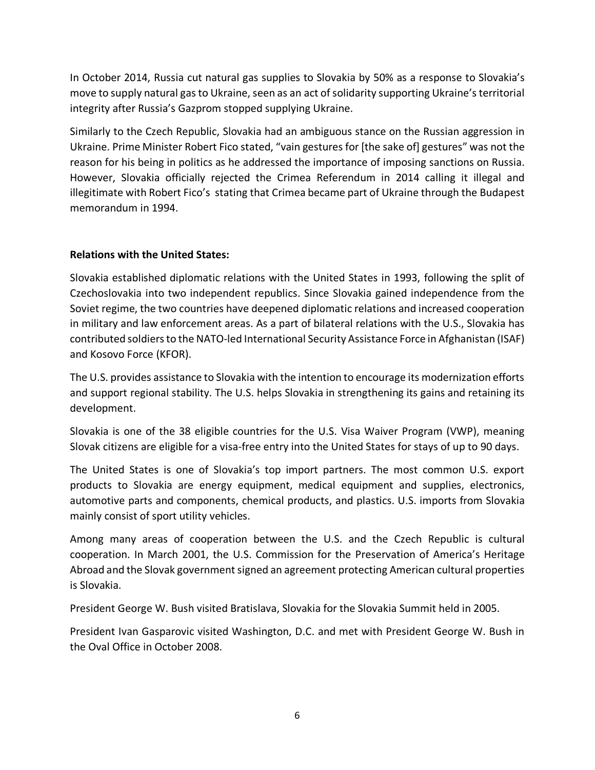In October 2014, Russia cut natural gas supplies to Slovakia by 50% as a response to Slovakia's move to supply natural gas to Ukraine, seen as an act of solidarity supporting Ukraine's territorial integrity after Russia's Gazprom stopped supplying Ukraine.

Similarly to the Czech Republic, Slovakia had an ambiguous stance on the Russian aggression in Ukraine. Prime Minister Robert Fico stated, "vain gestures for [the sake of] gestures" was not the reason for his being in politics as he addressed the importance of imposing sanctions on Russia. However, Slovakia officially rejected the Crimea Referendum in 2014 calling it illegal and illegitimate with Robert Fico's stating that Crimea became part of Ukraine through the Budapest memorandum in 1994.

**Relations with the United States:**

Slovakia established diplomatic relations with the United States in 1993, following the split of Czechoslovakia into two independent republics. Since Slovakia gained independence from the Soviet regime, the two countries have deepened diplomatic relations and increased cooperation in military and law enforcement areas. As a part of bilateral relations with the U.S., Slovakia has contributed soldiers to the NATO-led International Security Assistance Force in Afghanistan (ISAF) and Kosovo Force (KFOR).

The U.S. provides assistance to Slovakia with the intention to encourage its modernization efforts and support regional stability. The U.S. helps Slovakia in strengthening its gains and retaining its development.

Slovakia is one of the 38 eligible countries for the U.S. Visa Waiver Program (VWP), meaning Slovak citizens are eligible for a visa-free entry into the United States for stays of up to 90 days.

The United States is one of Slovakia's top import partners. The most common U.S. export products to Slovakia are energy equipment, medical equipment and supplies, electronics, automotive parts and components, chemical products, and plastics. U.S. imports from Slovakia mainly consist of sport utility vehicles.

Among many areas of cooperation between the U.S. and the Czech Republic is cultural cooperation. In March 2001, the U.S. Commission for the Preservation of America's Heritage Abroad and the Slovak government signed an agreement protecting American cultural properties is Slovakia.

President George W. Bush visited Bratislava, Slovakia for the Slovakia Summit held in 2005.

President Ivan Gasparovic visited Washington, D.C. and met with President George W. Bush in the Oval Office in October 2008.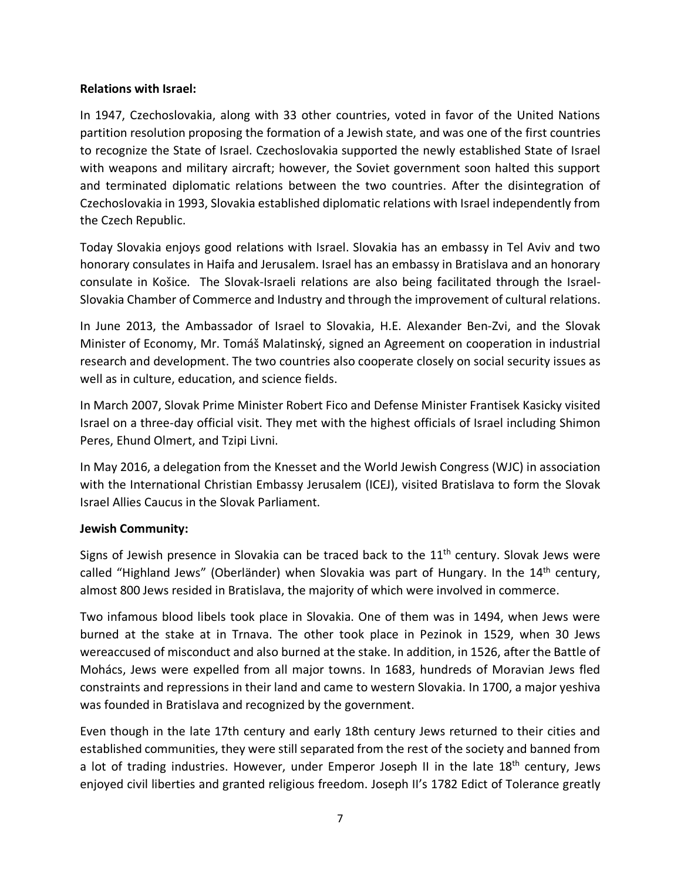**Relations with Israel:**

In 1947, Czechoslovakia, along with 33 other countries, voted in favor of the United Nations partition resolution proposing the formation of a Jewish state, and was one of the first countries to recognize the State of Israel. Czechoslovakia supported the newly established State of Israel with weapons and military aircraft; however, the Soviet government soon halted this support and terminated diplomatic relations between the two countries. After the disintegration of Czechoslovakia in 1993, Slovakia established diplomatic relations with Israel independently from the Czech Republic.

Today Slovakia enjoys good relations with Israel. Slovakia has an embassy in Tel Aviv and two honorary consulates in Haifa and Jerusalem. Israel has an embassy in Bratislava and an honorary consulate in Košice. The Slovak-Israeli relations are also being facilitated through the Israel-Slovakia Chamber of Commerce and Industry and through the improvement of cultural relations.

In June 2013, the Ambassador of Israel to Slovakia, H.E. Alexander Ben-Zvi, and the Slovak Minister of Economy, Mr. Tomáš Malatinský, signed an Agreement on cooperation in industrial research and development. The two countries also cooperate closely on social security issues as well as in culture, education, and science fields.

In March 2007, Slovak Prime Minister Robert Fico and Defense Minister Frantisek Kasicky visited Israel on a three-day official visit. They met with the highest officials of Israel including Shimon Peres, Ehund Olmert, and Tzipi Livni.

In May 2016, a delegation from the Knesset and the World Jewish Congress (WJC) in association with the International Christian Embassy Jerusalem (ICEJ), visited Bratislava to form the Slovak Israel Allies Caucus in the Slovak Parliament.

**Jewish Community:**

Signs of Jewish presence in Slovakia can be traced back to the 11th century. Slovak Jews were called "Highland Jews" (Oberländer) when Slovakia was part of Hungary. In the 14th century, almost 800 Jews resided in Bratislava, the majority of which were involved in commerce.

Two infamous blood libels took place in Slovakia. One of them was in 1494, when Jews were burned at the stake at in Trnava. The other took place in Pezinok in 1529, when 30 Jews wereaccused of misconduct and also burned at the stake. In addition, in 1526, after the Battle of Mohács, Jews were expelled from all major towns. In 1683, hundreds of Moravian Jews fled constraints and repressions in their land and came to western Slovakia. In 1700, a major yeshiva was founded in Bratislava and recognized by the government.

Even though in the late 17th century and early 18th century Jews returned to their cities and established communities, they were still separated from the rest of the society and banned from a lot of trading industries. However, under Emperor Joseph II in the late 18th century, Jews enjoyed civil liberties and granted religious freedom. Joseph II's 1782 Edict of Tolerance greatly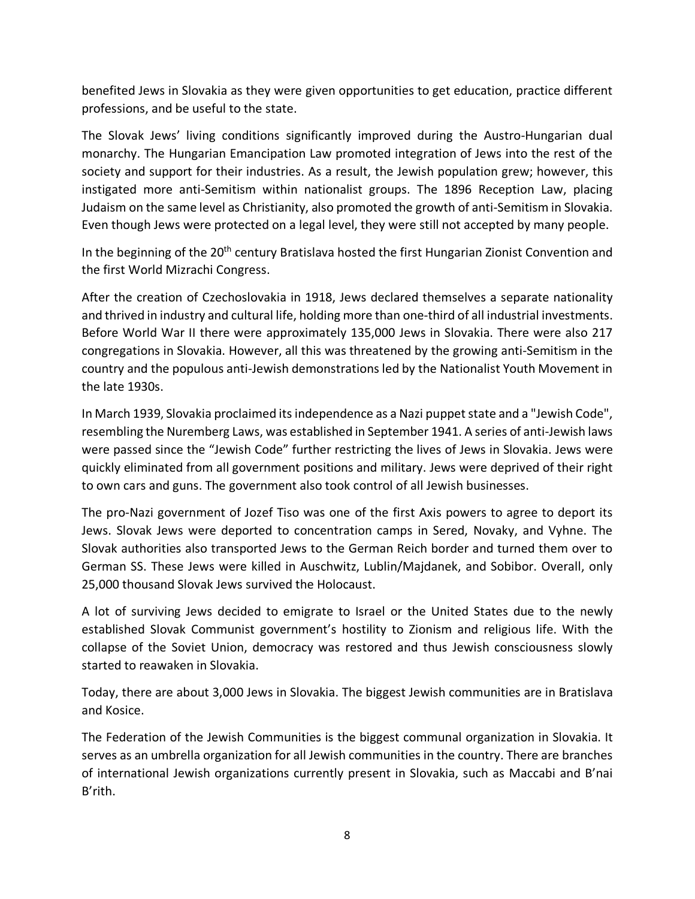benefited Jews in Slovakia as they were given opportunities to get education, practice different professions, and be useful to the state.

The Slovak Jews' living conditions significantly improved during the Austro-Hungarian dual monarchy. The Hungarian Emancipation Law promoted integration of Jews into the rest of the society and support for their industries. As a result, the Jewish population grew; however, this instigated more anti-Semitism within nationalist groups. The 1896 Reception Law, placing Judaism on the same level as Christianity, also promoted the growth of anti-Semitism in Slovakia. Even though Jews were protected on a legal level, they were still not accepted by many people.

In the beginning of the 20th century Bratislava hosted the first Hungarian Zionist Convention and the first World Mizrachi Congress.

After the creation of Czechoslovakia in 1918, Jews declared themselves a separate nationality and thrived in industry and cultural life, holding more than one-third of all industrial investments. Before World War II there were approximately 135,000 Jews in Slovakia. There were also 217 congregations in Slovakia. However, all this was threatened by the growing anti-Semitism in the country and the populous anti-Jewish demonstrations led by the Nationalist Youth Movement in the late 1930s.

In March 1939, Slovakia proclaimed its independence as a Nazi puppet state and a "Jewish Code", resembling the Nuremberg Laws, was established in September 1941. A series of anti-Jewish laws were passed since the "Jewish Code" further restricting the lives of Jews in Slovakia. Jews were quickly eliminated from all government positions and military. Jews were deprived of their right to own cars and guns. The government also took control of all Jewish businesses.

The pro-Nazi government of Jozef Tiso was one of the first Axis powers to agree to deport its Jews. Slovak Jews were deported to concentration camps in Sered, Novaky, and Vyhne. The Slovak authorities also transported Jews to the German Reich border and turned them over to German SS. These Jews were killed in Auschwitz, Lublin/Majdanek, and Sobibor. Overall, only 25,000 thousand Slovak Jews survived the Holocaust.

A lot of surviving Jews decided to emigrate to Israel or the United States due to the newly established Slovak Communist government's hostility to Zionism and religious life. With the collapse of the Soviet Union, democracy was restored and thus Jewish consciousness slowly started to reawaken in Slovakia.

Today, there are about 3,000 Jews in Slovakia. The biggest Jewish communities are in Bratislava and Kosice.

The Federation of the Jewish Communities is the biggest communal organization in Slovakia. It serves as an umbrella organization for all Jewish communities in the country. There are branches of international Jewish organizations currently present in Slovakia, such as Maccabi and B'nai B'rith.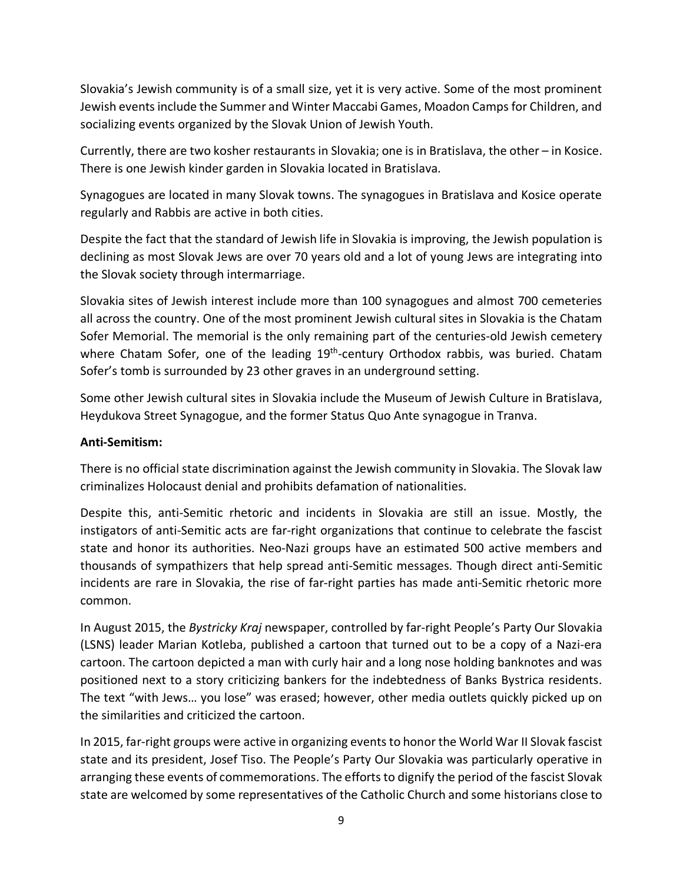Slovakia's Jewish community is of a small size, yet it is very active. Some of the most prominent Jewish events include the Summer and Winter Maccabi Games, Moadon Camps for Children, and socializing events organized by the Slovak Union of Jewish Youth.

Currently, there are two kosher restaurants in Slovakia; one is in Bratislava, the other – in Kosice. There is one Jewish kinder garden in Slovakia located in Bratislava.

Synagogues are located in many Slovak towns. The synagogues in Bratislava and Kosice operate regularly and Rabbis are active in both cities.

Despite the fact that the standard of Jewish life in Slovakia is improving, the Jewish population is declining as most Slovak Jews are over 70 years old and a lot of young Jews are integrating into the Slovak society through intermarriage.

Slovakia sites of Jewish interest include more than 100 synagogues and almost 700 cemeteries all across the country. One of the most prominent Jewish cultural sites in Slovakia is the Chatam Sofer Memorial. The memorial is the only remaining part of the centuries-old Jewish cemetery where Chatam Sofer, one of the leading 19th-century Orthodox rabbis, was buried. Chatam Sofer's tomb is surrounded by 23 other graves in an underground setting.

Some other Jewish cultural sites in Slovakia include the Museum of Jewish Culture in Bratislava, Heydukova Street Synagogue, and the former Status Quo Ante synagogue in Tranva.

**Anti-Semitism:**

There is no official state discrimination against the Jewish community in Slovakia. The Slovak law criminalizes Holocaust denial and prohibits defamation of nationalities.

Despite this, anti-Semitic rhetoric and incidents in Slovakia are still an issue. Mostly, the instigators of anti-Semitic acts are far-right organizations that continue to celebrate the fascist state and honor its authorities. Neo-Nazi groups have an estimated 500 active members and thousands of sympathizers that help spread anti-Semitic messages. Though direct anti-Semitic incidents are rare in Slovakia, the rise of far-right parties has made anti-Semitic rhetoric more common.

In August 2015, the *Bystricky Kraj* newspaper, controlled by far-right People's Party Our Slovakia (LSNS) leader Marian Kotleba, published a cartoon that turned out to be a copy of a Nazi-era cartoon. The cartoon depicted a man with curly hair and a long nose holding banknotes and was positioned next to a story criticizing bankers for the indebtedness of Banks Bystrica residents. The text "with Jews… you lose" was erased; however, other media outlets quickly picked up on the similarities and criticized the cartoon.

In 2015, far-right groups were active in organizing events to honor the World War II Slovak fascist state and its president, Josef Tiso. The People's Party Our Slovakia was particularly operative in arranging these events of commemorations. The efforts to dignify the period of the fascist Slovak state are welcomed by some representatives of the Catholic Church and some historians close to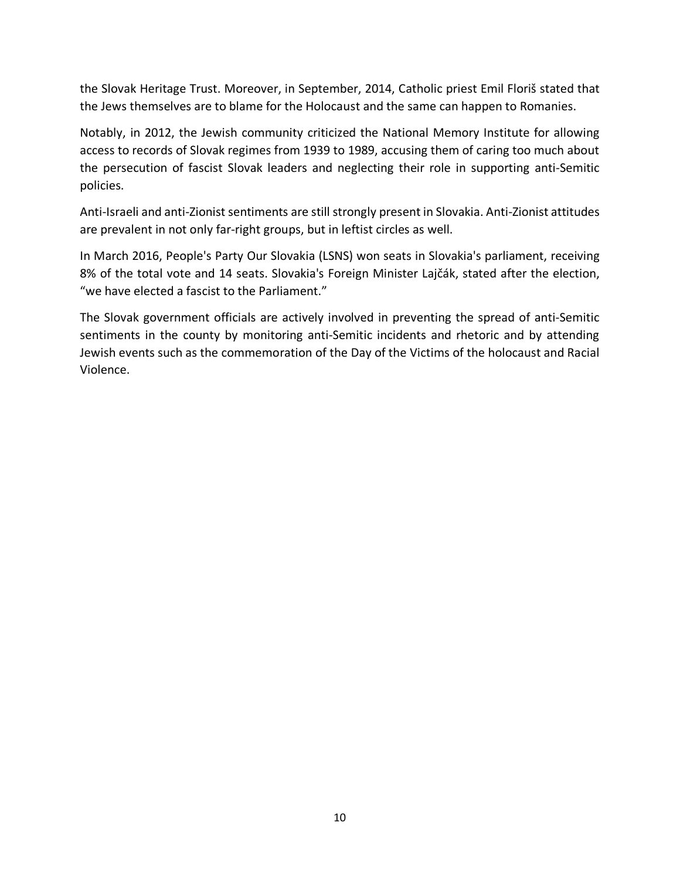the Slovak Heritage Trust. Moreover, in September, 2014, Catholic priest Emil Floriš stated that the Jews themselves are to blame for the Holocaust and the same can happen to Romanies.

Notably, in 2012, the Jewish community criticized the National Memory Institute for allowing access to records of Slovak regimes from 1939 to 1989, accusing them of caring too much about the persecution of fascist Slovak leaders and neglecting their role in supporting anti-Semitic policies.

Anti-Israeli and anti-Zionist sentiments are still strongly present in Slovakia. Anti-Zionist attitudes are prevalent in not only far-right groups, but in leftist circles as well.

In March 2016, People's Party Our Slovakia (LSNS) won seats in Slovakia's parliament, receiving 8% of the total vote and 14 seats. Slovakia's Foreign Minister Lajčák, stated after the election, "we have elected a fascist to the Parliament."

The Slovak government officials are actively involved in preventing the spread of anti-Semitic sentiments in the county by monitoring anti-Semitic incidents and rhetoric and by attending Jewish events such as the commemoration of the Day of the Victims of the holocaust and Racial Violence.